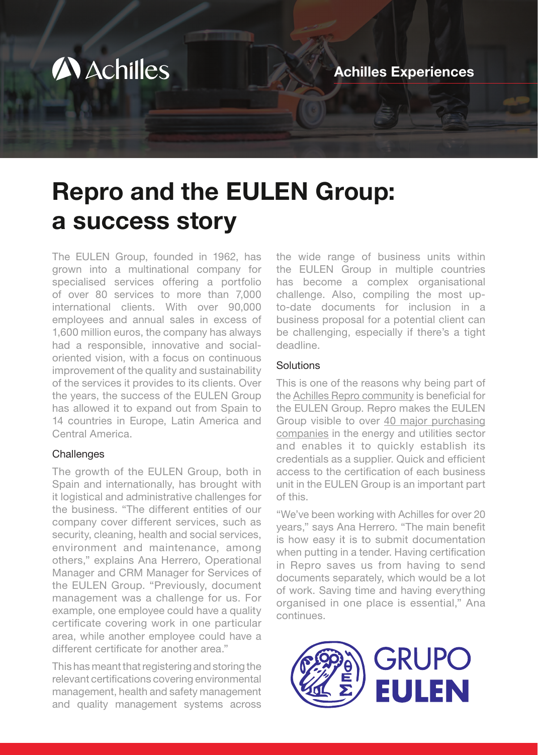Achilles

Achilles Experiences

# Repro and the EULEN Group: a success story

The EULEN Group, founded in 1962, has grown into a multinational company for specialised services offering a portfolio of over 80 services to more than 7,000 international clients. With over 90,000 employees and annual sales in excess of 1,600 million euros, the company has always had a responsible, innovative and social-oriented vision, with a focus on continuous improvement of the quality and sustainability of the services it provides to its clients. Over the years, the success of the EULEN Group has allowed it to expand out from Spain to 14 countries in Europe, Latin America and Central America.

## Challenges

The growth of the EULEN Group, both in Spain and internationally, has brought with it logistical and administrative challenges for the business. "The different entities of our company cover different services, such as security, cleaning, health and social services, environment and maintenance, among others," explains Ana Herrero, Operational Manager and CRM Manager for Services of the EULEN Group. "Previously, document management was a challenge for us. For example, one employee could have a quality certificate covering work in one particular area, while another employee could have a different certificate for another area."

This has meant that registering and storing the relevant certifications covering environmental management, health and safety management and quality management systems across the wide range of business units within the EULEN Group in multiple countries has become a complex organisational challenge. Also, compiling the most up-to-date documents for inclusion in a business proposal for a potential client can be challenging, especially if there's a tight deadline.

## Solutions

This is one of the reasons why being part of the Achilles Repro community is beneficial for the EULEN Group. Repro makes the EULEN Group visible to over 40 major purchasing companies in the energy and utilities sector and enables it to quickly establish its credentials as a supplier. Quick and efficient access to the certification of each business unit in the EULEN Group is an important part of this.

"We've been working with Achilles for over 20 years," says Ana Herrero. "The main benefit is how easy it is to submit documentation when putting in a tender. Having certification in Repro saves us from having to send documents separately, which would be a lot of work. Saving time and having everything organised in one place is essential," Ana continues.

GRUPO EULEN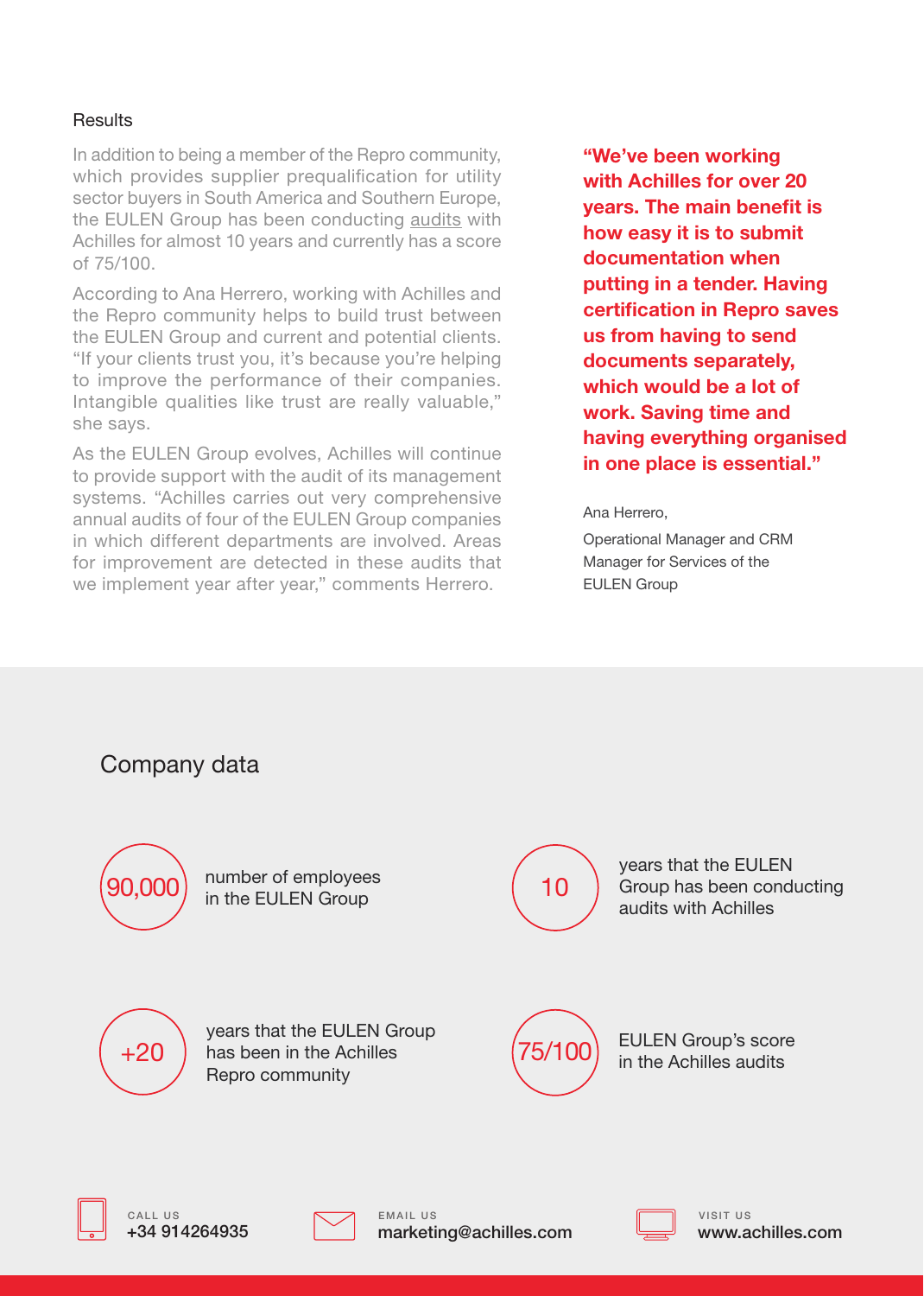## Results

In addition to being a member of the Repro community, which provides supplier prequalification for utility sector buyers in South America and Southern Europe, the EULEN Group has been conducting audits with Achilles for almost 10 years and currently has a score of 75/100.

According to Ana Herrero, working with Achilles and the Repro community helps to build trust between the EULEN Group and current and potential clients. "If your clients trust you, it's because you're helping to improve the performance of their companies. Intangible qualities like trust are really valuable," she says.

As the EULEN Group evolves, Achilles will continue to provide support with the audit of its management systems. "Achilles carries out very comprehensive annual audits of four of the EULEN Group companies in which different departments are involved. Areas for improvement are detected in these audits that we implement year after year," comments Herrero.

**"We've been working with Achilles for over 20 years. The main benefit is how easy it is to submit documentation when putting in a tender. Having certification in Repro saves us from having to send documents separately, which would be a lot of work. Saving time and having everything organised in one place is essential."**

Ana Herrero,

Operational Manager and CRM Manager for Services of the EULEN Group

## Company data

**90,000** number of employees in the EULEN Group

**10** years that the EULEN Group has been conducting audits with Achilles

**+20** years that the EULEN Group has been in the Achilles Repro community

**75/100** EULEN Group's score in the Achilles audits

CALL US
+34 914264935

EMAIL US
marketing@achilles.com

VISIT US
www.achilles.com